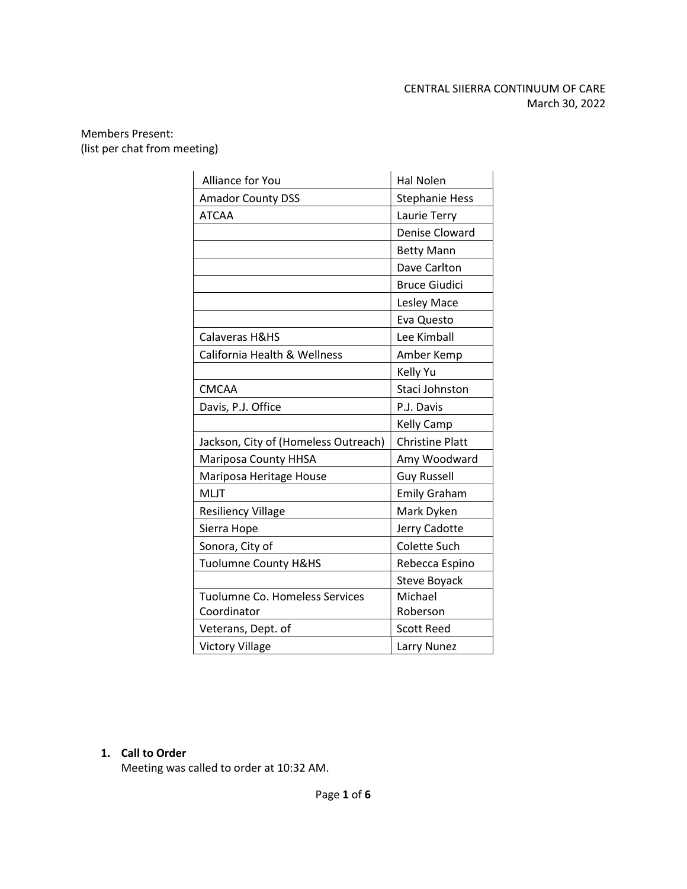CENTRAL SIIERRA CONTINUUM OF CARE
March 30, 2022

Members Present:
(list per chat from meeting)

| Organization | Name |
|---|---|
| Alliance for You | Hal Nolen |
| Amador County DSS | Stephanie Hess |
| ATCAA | Laurie Terry |
| | Denise Cloward |
| | Betty Mann |
| | Dave Carlton |
| | Bruce Giudici |
| | Lesley Mace |
| | Eva Questo |
| Calaveras H&HS | Lee Kimball |
| California Health & Wellness | Amber Kemp |
| | Kelly Yu |
| CMCAA | Staci Johnston |
| Davis, P.J. Office | P.J. Davis |
| | Kelly Camp |
| Jackson, City of (Homeless Outreach) | Christine Platt |
| Mariposa County HHSA | Amy Woodward |
| Mariposa Heritage House | Guy Russell |
| MLJT | Emily Graham |
| Resiliency Village | Mark Dyken |
| Sierra Hope | Jerry Cadotte |
| Sonora, City of | Colette Such |
| Tuolumne County H&HS | Rebecca Espino |
| | Steve Boyack |
| Tuolumne Co. Homeless Services Coordinator | Michael Roberson |
| Veterans, Dept. of | Scott Reed |
| Victory Village | Larry Nunez |

1. **Call to Order**
   Meeting was called to order at 10:32 AM.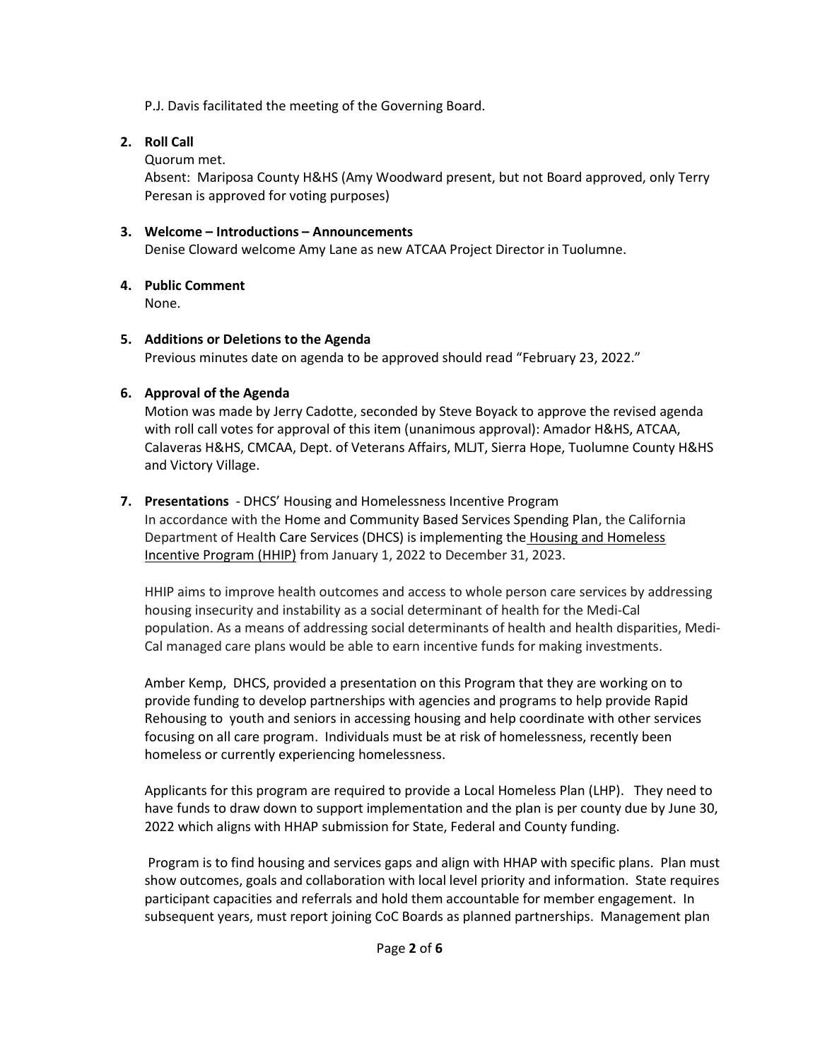P.J. Davis facilitated the meeting of the Governing Board.

**2. Roll Call**

Quorum met.

Absent: Mariposa County H&HS (Amy Woodward present, but not Board approved, only Terry Peresan is approved for voting purposes)

**3. Welcome – Introductions – Announcements**

Denise Cloward welcome Amy Lane as new ATCAA Project Director in Tuolumne.

**4. Public Comment**

None.

**5. Additions or Deletions to the Agenda**

Previous minutes date on agenda to be approved should read "February 23, 2022."

**6. Approval of the Agenda**

Motion was made by Jerry Cadotte, seconded by Steve Boyack to approve the revised agenda with roll call votes for approval of this item (unanimous approval): Amador H&HS, ATCAA, Calaveras H&HS, CMCAA, Dept. of Veterans Affairs, MLJT, Sierra Hope, Tuolumne County H&HS and Victory Village.

**7. Presentations** - DHCS' Housing and Homelessness Incentive Program

In accordance with the Home and Community Based Services Spending Plan, the California Department of Health Care Services (DHCS) is implementing the Housing and Homeless Incentive Program (HHIP) from January 1, 2022 to December 31, 2023.

HHIP aims to improve health outcomes and access to whole person care services by addressing housing insecurity and instability as a social determinant of health for the Medi-Cal population. As a means of addressing social determinants of health and health disparities, Medi-Cal managed care plans would be able to earn incentive funds for making investments.

Amber Kemp, DHCS, provided a presentation on this Program that they are working on to provide funding to develop partnerships with agencies and programs to help provide Rapid Rehousing to youth and seniors in accessing housing and help coordinate with other services focusing on all care program. Individuals must be at risk of homelessness, recently been homeless or currently experiencing homelessness.

Applicants for this program are required to provide a Local Homeless Plan (LHP). They need to have funds to draw down to support implementation and the plan is per county due by June 30, 2022 which aligns with HHAP submission for State, Federal and County funding.

Program is to find housing and services gaps and align with HHAP with specific plans. Plan must show outcomes, goals and collaboration with local level priority and information. State requires participant capacities and referrals and hold them accountable for member engagement. In subsequent years, must report joining CoC Boards as planned partnerships. Management plan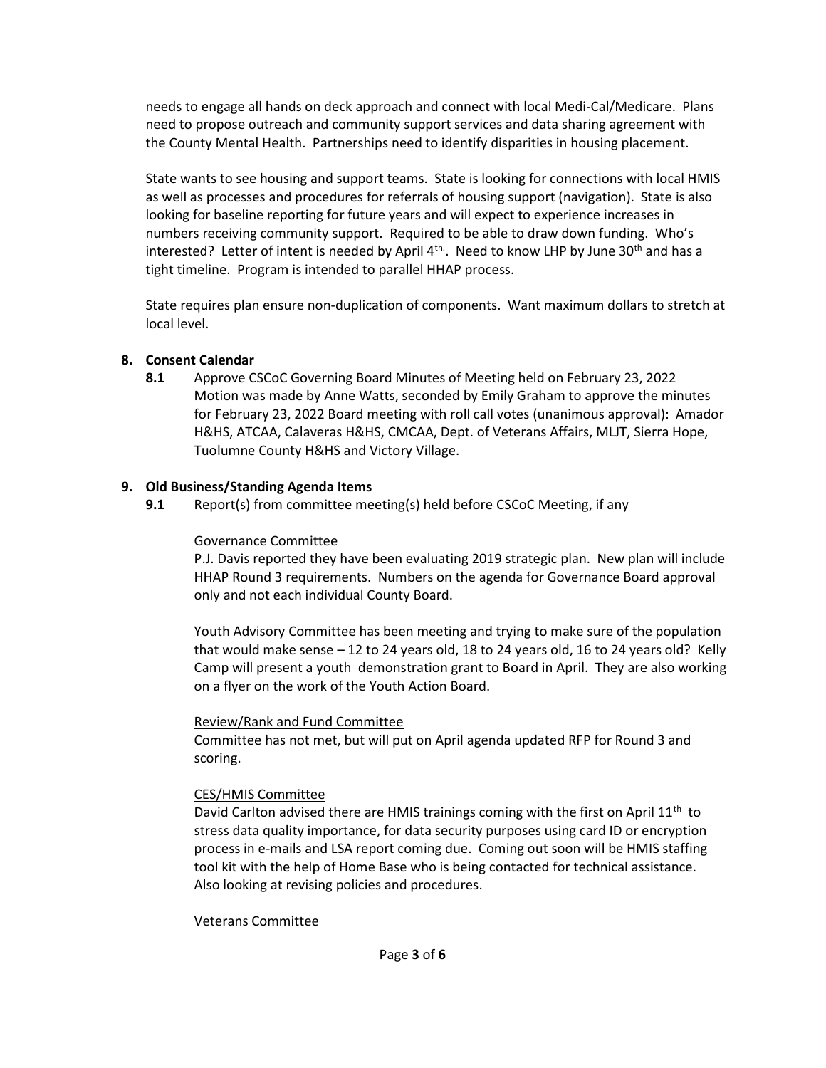needs to engage all hands on deck approach and connect with local Medi-Cal/Medicare. Plans need to propose outreach and community support services and data sharing agreement with the County Mental Health. Partnerships need to identify disparities in housing placement.

State wants to see housing and support teams. State is looking for connections with local HMIS as well as processes and procedures for referrals of housing support (navigation). State is also looking for baseline reporting for future years and will expect to experience increases in numbers receiving community support. Required to be able to draw down funding. Who's interested? Letter of intent is needed by April 4th. Need to know LHP by June 30th and has a tight timeline. Program is intended to parallel HHAP process.

State requires plan ensure non-duplication of components. Want maximum dollars to stretch at local level.

**8. Consent Calendar**

**8.1** Approve CSCoC Governing Board Minutes of Meeting held on February 23, 2022
Motion was made by Anne Watts, seconded by Emily Graham to approve the minutes for February 23, 2022 Board meeting with roll call votes (unanimous approval): Amador H&HS, ATCAA, Calaveras H&HS, CMCAA, Dept. of Veterans Affairs, MLJT, Sierra Hope, Tuolumne County H&HS and Victory Village.

**9. Old Business/Standing Agenda Items**

**9.1** Report(s) from committee meeting(s) held before CSCoC Meeting, if any

Governance Committee

P.J. Davis reported they have been evaluating 2019 strategic plan. New plan will include HHAP Round 3 requirements. Numbers on the agenda for Governance Board approval only and not each individual County Board.

Youth Advisory Committee has been meeting and trying to make sure of the population that would make sense – 12 to 24 years old, 18 to 24 years old, 16 to 24 years old? Kelly Camp will present a youth demonstration grant to Board in April. They are also working on a flyer on the work of the Youth Action Board.

Review/Rank and Fund Committee

Committee has not met, but will put on April agenda updated RFP for Round 3 and scoring.

CES/HMIS Committee

David Carlton advised there are HMIS trainings coming with the first on April 11th to stress data quality importance, for data security purposes using card ID or encryption process in e-mails and LSA report coming due. Coming out soon will be HMIS staffing tool kit with the help of Home Base who is being contacted for technical assistance. Also looking at revising policies and procedures.

Veterans Committee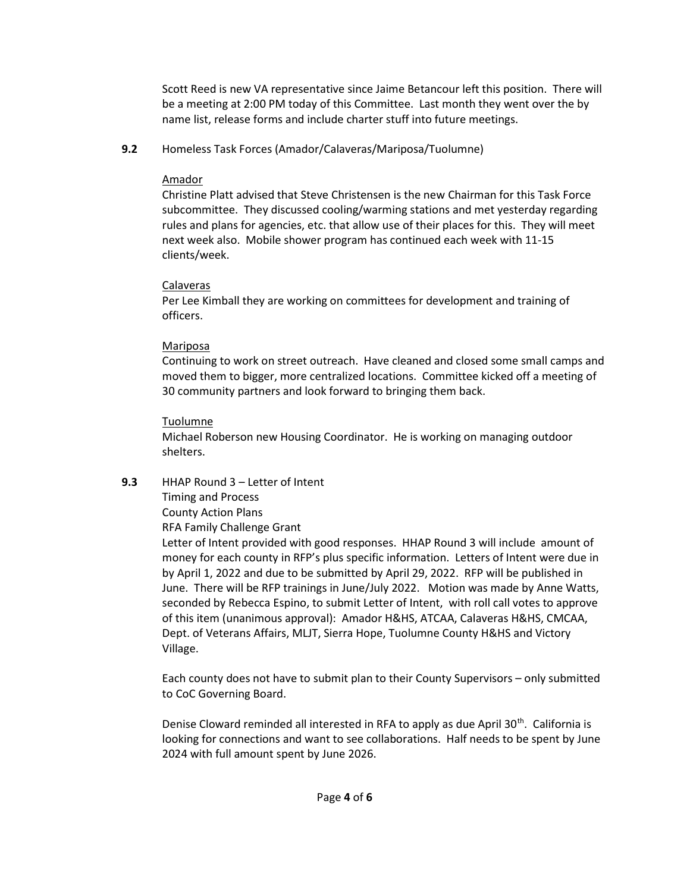Scott Reed is new VA representative since Jaime Betancour left this position. There will be a meeting at 2:00 PM today of this Committee. Last month they went over the by name list, release forms and include charter stuff into future meetings.

**9.2** Homeless Task Forces (Amador/Calaveras/Mariposa/Tuolumne)

<u>Amador</u>

Christine Platt advised that Steve Christensen is the new Chairman for this Task Force subcommittee. They discussed cooling/warming stations and met yesterday regarding rules and plans for agencies, etc. that allow use of their places for this. They will meet next week also. Mobile shower program has continued each week with 11-15 clients/week.

<u>Calaveras</u>

Per Lee Kimball they are working on committees for development and training of officers.

<u>Mariposa</u>

Continuing to work on street outreach. Have cleaned and closed some small camps and moved them to bigger, more centralized locations. Committee kicked off a meeting of 30 community partners and look forward to bringing them back.

<u>Tuolumne</u>

Michael Roberson new Housing Coordinator. He is working on managing outdoor shelters.

**9.3** HHAP Round 3 – Letter of Intent

Timing and Process

County Action Plans

RFA Family Challenge Grant

Letter of Intent provided with good responses. HHAP Round 3 will include amount of money for each county in RFP's plus specific information. Letters of Intent were due in by April 1, 2022 and due to be submitted by April 29, 2022. RFP will be published in June. There will be RFP trainings in June/July 2022. Motion was made by Anne Watts, seconded by Rebecca Espino, to submit Letter of Intent, with roll call votes to approve of this item (unanimous approval): Amador H&HS, ATCAA, Calaveras H&HS, CMCAA, Dept. of Veterans Affairs, MLJT, Sierra Hope, Tuolumne County H&HS and Victory Village.

Each county does not have to submit plan to their County Supervisors – only submitted to CoC Governing Board.

Denise Cloward reminded all interested in RFA to apply as due April 30th. California is looking for connections and want to see collaborations. Half needs to be spent by June 2024 with full amount spent by June 2026.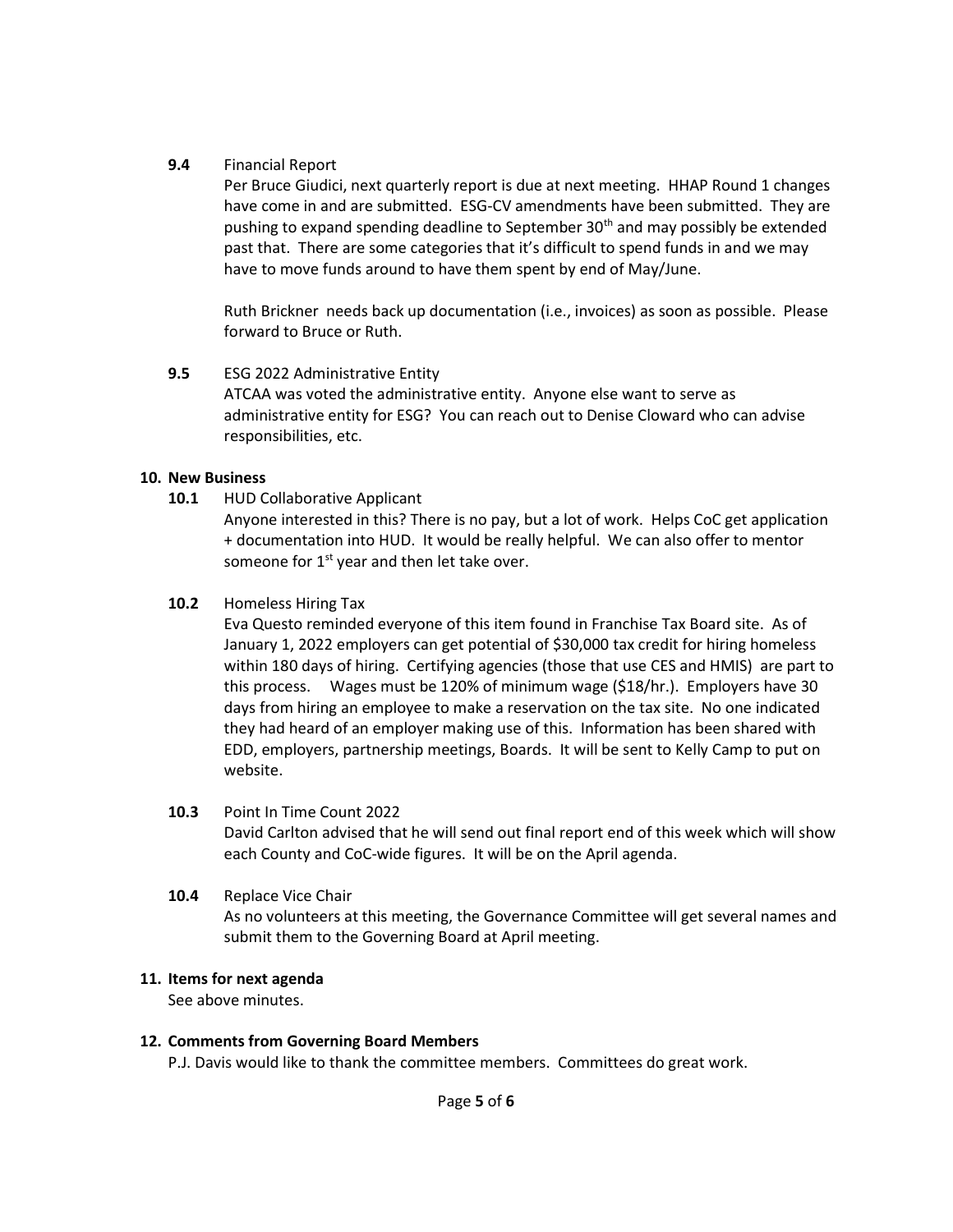**9.4** Financial Report

Per Bruce Giudici, next quarterly report is due at next meeting. HHAP Round 1 changes have come in and are submitted. ESG-CV amendments have been submitted. They are pushing to expand spending deadline to September 30th and may possibly be extended past that. There are some categories that it's difficult to spend funds in and we may have to move funds around to have them spent by end of May/June.

Ruth Brickner needs back up documentation (i.e., invoices) as soon as possible. Please forward to Bruce or Ruth.

**9.5** ESG 2022 Administrative Entity

ATCAA was voted the administrative entity. Anyone else want to serve as administrative entity for ESG? You can reach out to Denise Cloward who can advise responsibilities, etc.

**10. New Business**

**10.1** HUD Collaborative Applicant

Anyone interested in this? There is no pay, but a lot of work. Helps CoC get application + documentation into HUD. It would be really helpful. We can also offer to mentor someone for 1st year and then let take over.

**10.2** Homeless Hiring Tax

Eva Questo reminded everyone of this item found in Franchise Tax Board site. As of January 1, 2022 employers can get potential of $30,000 tax credit for hiring homeless within 180 days of hiring. Certifying agencies (those that use CES and HMIS) are part to this process. Wages must be 120% of minimum wage ($18/hr.). Employers have 30 days from hiring an employee to make a reservation on the tax site. No one indicated they had heard of an employer making use of this. Information has been shared with EDD, employers, partnership meetings, Boards. It will be sent to Kelly Camp to put on website.

**10.3** Point In Time Count 2022

David Carlton advised that he will send out final report end of this week which will show each County and CoC-wide figures. It will be on the April agenda.

**10.4** Replace Vice Chair

As no volunteers at this meeting, the Governance Committee will get several names and submit them to the Governing Board at April meeting.

**11. Items for next agenda**

See above minutes.

**12. Comments from Governing Board Members**

P.J. Davis would like to thank the committee members. Committees do great work.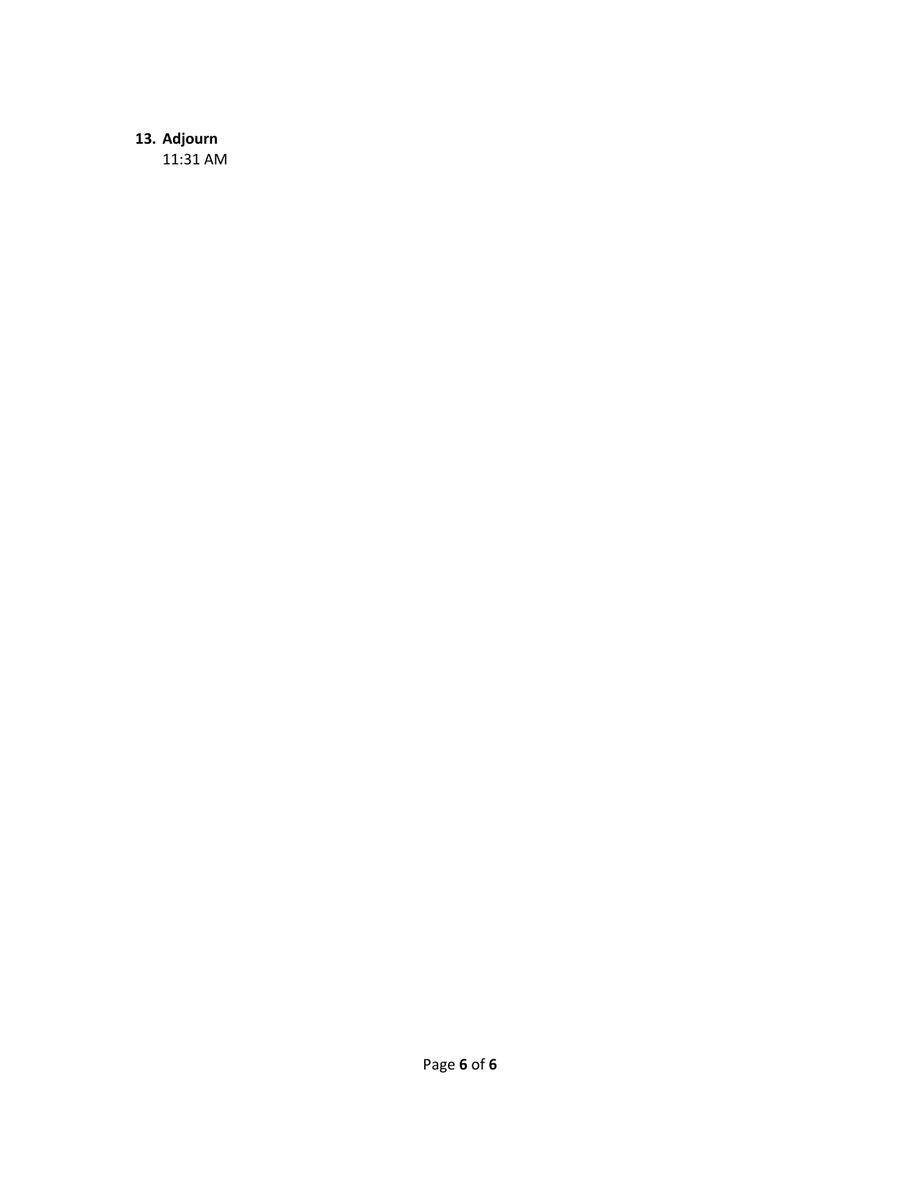**13. Adjourn**

11:31 AM